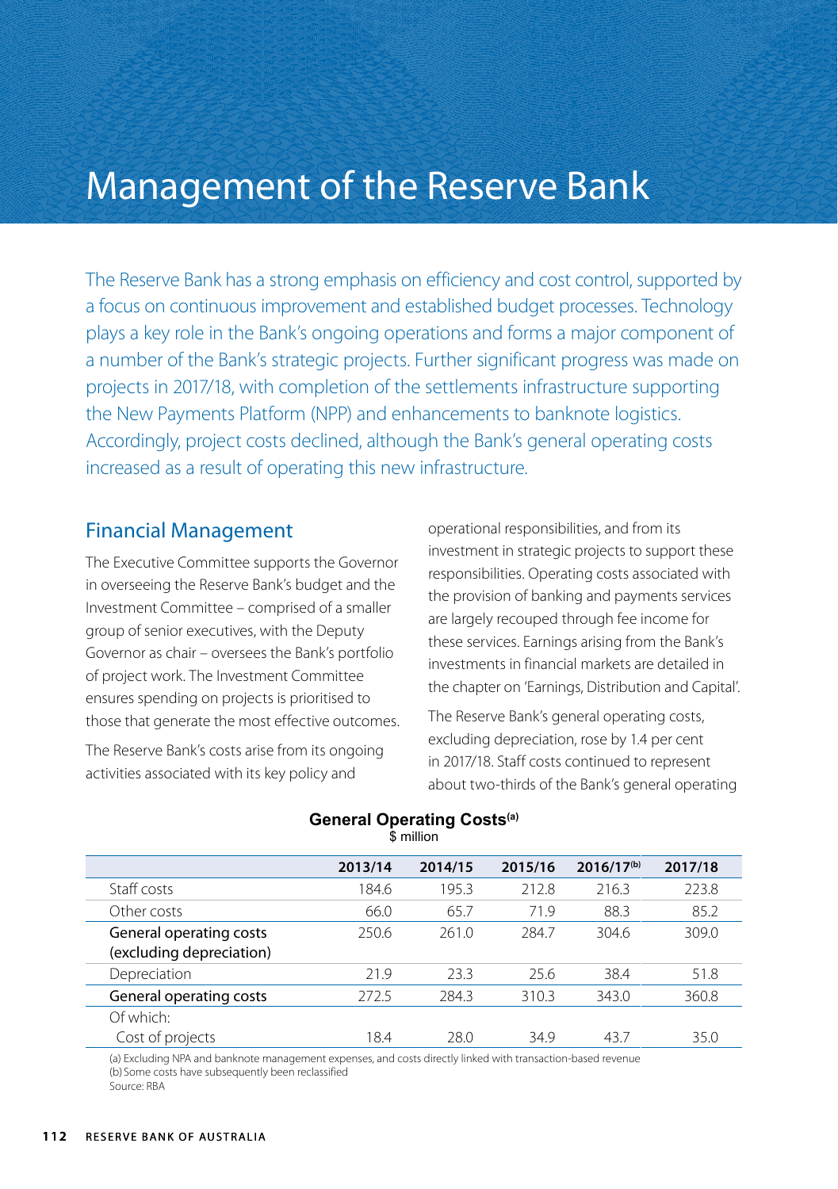# Management of the Reserve Bank

The Reserve Bank has a strong emphasis on efficiency and cost control, supported by a focus on continuous improvement and established budget processes. Technology plays a key role in the Bank's ongoing operations and forms a major component of a number of the Bank's strategic projects. Further significant progress was made on projects in 2017/18, with completion of the settlements infrastructure supporting the New Payments Platform (NPP) and enhancements to banknote logistics. Accordingly, project costs declined, although the Bank's general operating costs increased as a result of operating this new infrastructure.

## Financial Management

The Executive Committee supports the Governor in overseeing the Reserve Bank's budget and the Investment Committee – comprised of a smaller group of senior executives, with the Deputy Governor as chair – oversees the Bank's portfolio of project work. The Investment Committee ensures spending on projects is prioritised to those that generate the most effective outcomes.

The Reserve Bank's costs arise from its ongoing activities associated with its key policy and operational responsibilities, and from its investment in strategic projects to support these responsibilities. Operating costs associated with the provision of banking and payments services are largely recouped through fee income for these services. Earnings arising from the Bank's investments in financial markets are detailed in the chapter on 'Earnings, Distribution and Capital'.

The Reserve Bank's general operating costs, excluding depreciation, rose by 1.4 per cent in 2017/18. Staff costs continued to represent about two-thirds of the Bank's general operating

**General Operating Costs[(a)]**
$ million

| | 2013/14 | 2014/15 | 2015/16 | 2016/17[(b)] | 2017/18 |
|---|---|---|---|---|---|
| Staff costs | 184.6 | 195.3 | 212.8 | 216.3 | 223.8 |
| Other costs | 66.0 | 65.7 | 71.9 | 88.3 | 85.2 |
| **General operating costs (excluding depreciation)** | 250.6 | 261.0 | 284.7 | 304.6 | 309.0 |
| Depreciation | 21.9 | 23.3 | 25.6 | 38.4 | 51.8 |
| **General operating costs** | 272.5 | 284.3 | 310.3 | 343.0 | 360.8 |
| Of which: | | | | | |
| Cost of projects | 18.4 | 28.0 | 34.9 | 43.7 | 35.0 |

(a) Excluding NPA and banknote management expenses, and costs directly linked with transaction-based revenue
(b) Some costs have subsequently been reclassified
Source: RBA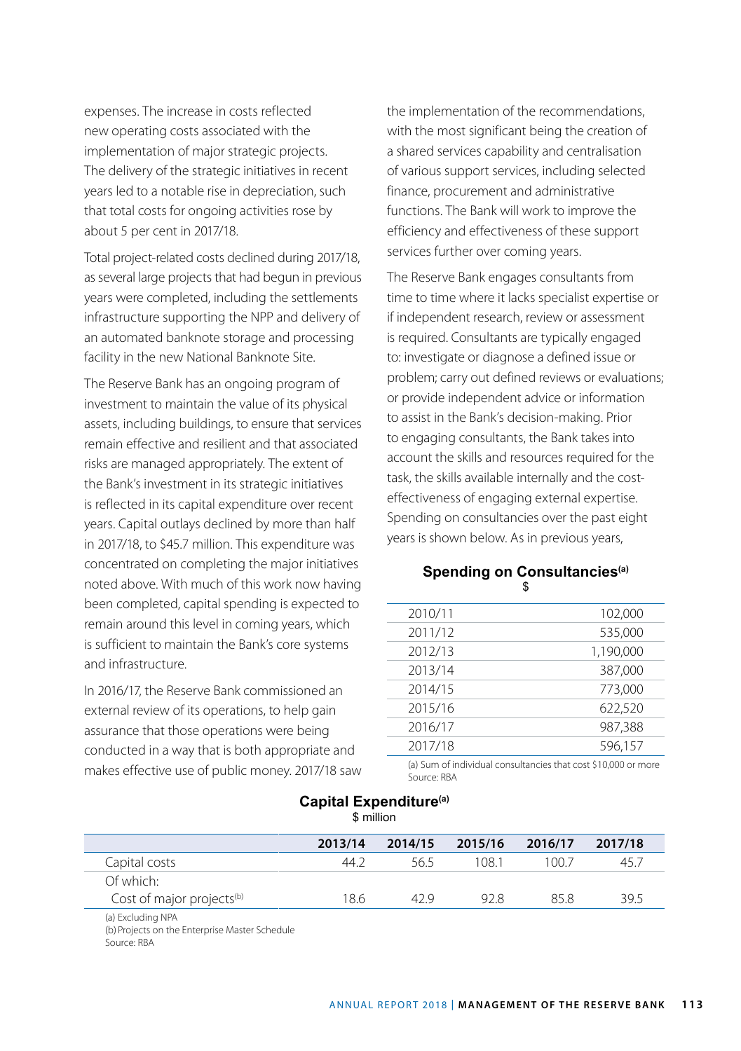expenses. The increase in costs reflected new operating costs associated with the implementation of major strategic projects. The delivery of the strategic initiatives in recent years led to a notable rise in depreciation, such that total costs for ongoing activities rose by about 5 per cent in 2017/18.

Total project-related costs declined during 2017/18, as several large projects that had begun in previous years were completed, including the settlements infrastructure supporting the NPP and delivery of an automated banknote storage and processing facility in the new National Banknote Site.

The Reserve Bank has an ongoing program of investment to maintain the value of its physical assets, including buildings, to ensure that services remain effective and resilient and that associated risks are managed appropriately. The extent of the Bank's investment in its strategic initiatives is reflected in its capital expenditure over recent years. Capital outlays declined by more than half in 2017/18, to $45.7 million. This expenditure was concentrated on completing the major initiatives noted above. With much of this work now having been completed, capital spending is expected to remain around this level in coming years, which is sufficient to maintain the Bank's core systems and infrastructure.

In 2016/17, the Reserve Bank commissioned an external review of its operations, to help gain assurance that those operations were being conducted in a way that is both appropriate and makes effective use of public money. 2017/18 saw the implementation of the recommendations, with the most significant being the creation of a shared services capability and centralisation of various support services, including selected finance, procurement and administrative functions. The Bank will work to improve the efficiency and effectiveness of these support services further over coming years.

The Reserve Bank engages consultants from time to time where it lacks specialist expertise or if independent research, review or assessment is required. Consultants are typically engaged to: investigate or diagnose a defined issue or problem; carry out defined reviews or evaluations; or provide independent advice or information to assist in the Bank's decision-making. Prior to engaging consultants, the Bank takes into account the skills and resources required for the task, the skills available internally and the cost-effectiveness of engaging external expertise. Spending on consultancies over the past eight years is shown below. As in previous years,

**Spending on Consultancies[(a)]**
$

| | |
|---|---|
| 2010/11 | 102,000 |
| 2011/12 | 535,000 |
| 2012/13 | 1,190,000 |
| 2013/14 | 387,000 |
| 2014/15 | 773,000 |
| 2015/16 | 622,520 |
| 2016/17 | 987,388 |
| 2017/18 | 596,157 |

(a) Sum of individual consultancies that cost $10,000 or more
Source: RBA

**Capital Expenditure[(a)]**
$ million

| | 2013/14 | 2014/15 | 2015/16 | 2016/17 | 2017/18 |
|---|---|---|---|---|---|
| Capital costs | 44.2 | 56.5 | 108.1 | 100.7 | 45.7 |
| Of which: | | | | | |
| Cost of major projects[(b)] | 18.6 | 42.9 | 92.8 | 85.8 | 39.5 |

(a) Excluding NPA
(b) Projects on the Enterprise Master Schedule
Source: RBA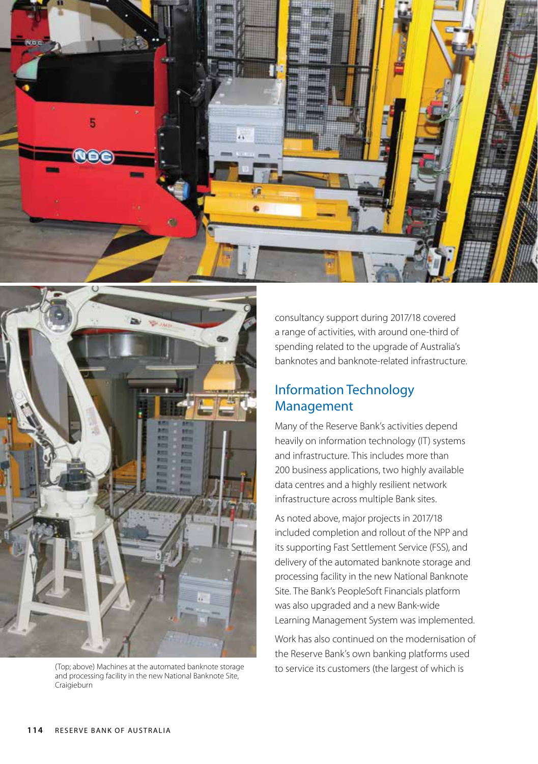(Top; above) Machines at the automated banknote storage and processing facility in the new National Banknote Site, Craigieburn

consultancy support during 2017/18 covered a range of activities, with around one-third of spending related to the upgrade of Australia's banknotes and banknote-related infrastructure.

## Information Technology Management

Many of the Reserve Bank's activities depend heavily on information technology (IT) systems and infrastructure. This includes more than 200 business applications, two highly available data centres and a highly resilient network infrastructure across multiple Bank sites.

As noted above, major projects in 2017/18 included completion and rollout of the NPP and its supporting Fast Settlement Service (FSS), and delivery of the automated banknote storage and processing facility in the new National Banknote Site. The Bank's PeopleSoft Financials platform was also upgraded and a new Bank-wide Learning Management System was implemented.

Work has also continued on the modernisation of the Reserve Bank's own banking platforms used to service its customers (the largest of which is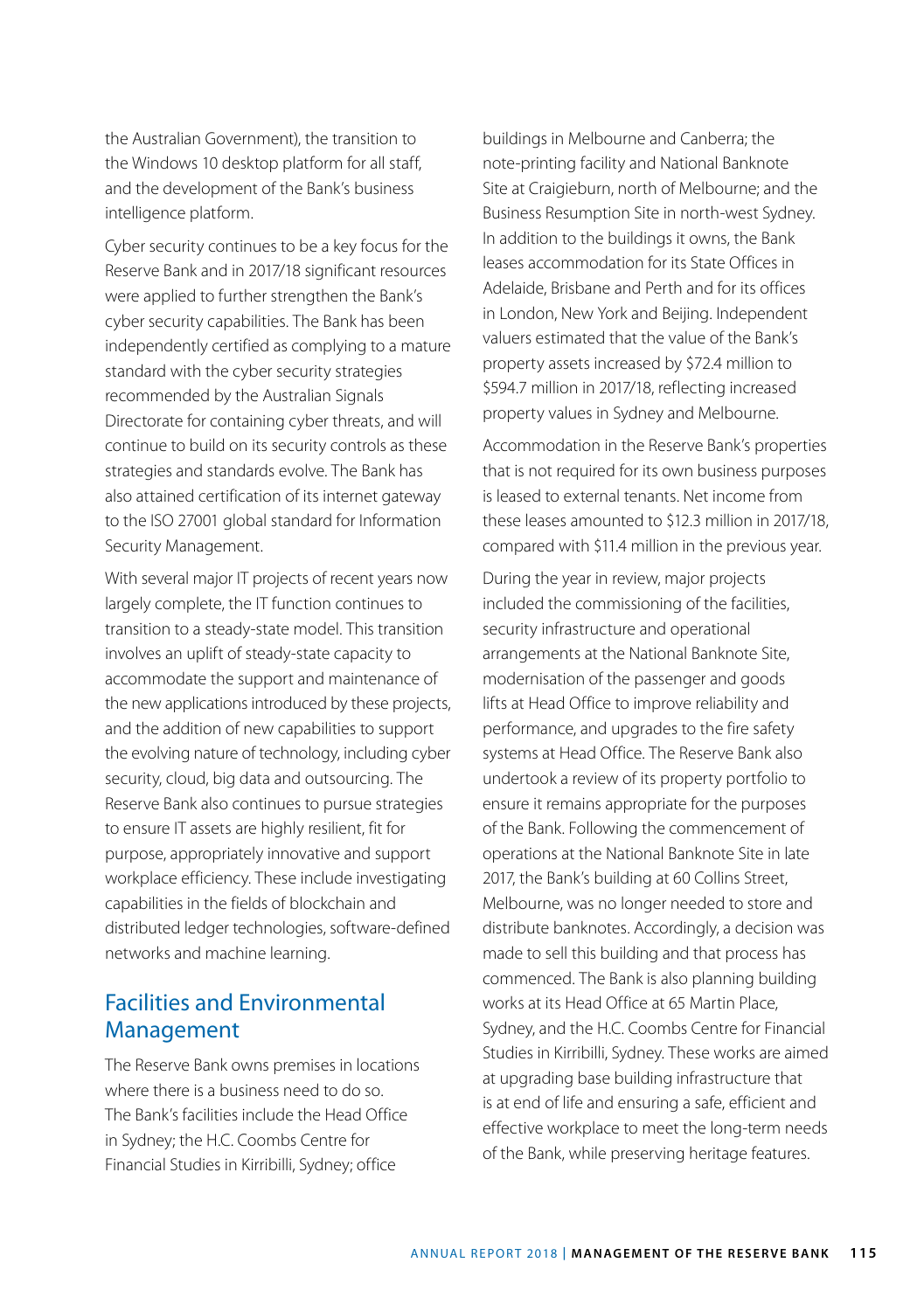the Australian Government), the transition to the Windows 10 desktop platform for all staff, and the development of the Bank's business intelligence platform.

Cyber security continues to be a key focus for the Reserve Bank and in 2017/18 significant resources were applied to further strengthen the Bank's cyber security capabilities. The Bank has been independently certified as complying to a mature standard with the cyber security strategies recommended by the Australian Signals Directorate for containing cyber threats, and will continue to build on its security controls as these strategies and standards evolve. The Bank has also attained certification of its internet gateway to the ISO 27001 global standard for Information Security Management.

With several major IT projects of recent years now largely complete, the IT function continues to transition to a steady-state model. This transition involves an uplift of steady-state capacity to accommodate the support and maintenance of the new applications introduced by these projects, and the addition of new capabilities to support the evolving nature of technology, including cyber security, cloud, big data and outsourcing. The Reserve Bank also continues to pursue strategies to ensure IT assets are highly resilient, fit for purpose, appropriately innovative and support workplace efficiency. These include investigating capabilities in the fields of blockchain and distributed ledger technologies, software-defined networks and machine learning.

## Facilities and Environmental Management

The Reserve Bank owns premises in locations where there is a business need to do so. The Bank's facilities include the Head Office in Sydney; the H.C. Coombs Centre for Financial Studies in Kirribilli, Sydney; office buildings in Melbourne and Canberra; the note-printing facility and National Banknote Site at Craigieburn, north of Melbourne; and the Business Resumption Site in north-west Sydney. In addition to the buildings it owns, the Bank leases accommodation for its State Offices in Adelaide, Brisbane and Perth and for its offices in London, New York and Beijing. Independent valuers estimated that the value of the Bank's property assets increased by $72.4 million to $594.7 million in 2017/18, reflecting increased property values in Sydney and Melbourne.

Accommodation in the Reserve Bank's properties that is not required for its own business purposes is leased to external tenants. Net income from these leases amounted to $12.3 million in 2017/18, compared with $11.4 million in the previous year.

During the year in review, major projects included the commissioning of the facilities, security infrastructure and operational arrangements at the National Banknote Site, modernisation of the passenger and goods lifts at Head Office to improve reliability and performance, and upgrades to the fire safety systems at Head Office. The Reserve Bank also undertook a review of its property portfolio to ensure it remains appropriate for the purposes of the Bank. Following the commencement of operations at the National Banknote Site in late 2017, the Bank's building at 60 Collins Street, Melbourne, was no longer needed to store and distribute banknotes. Accordingly, a decision was made to sell this building and that process has commenced. The Bank is also planning building works at its Head Office at 65 Martin Place, Sydney, and the H.C. Coombs Centre for Financial Studies in Kirribilli, Sydney. These works are aimed at upgrading base building infrastructure that is at end of life and ensuring a safe, efficient and effective workplace to meet the long-term needs of the Bank, while preserving heritage features.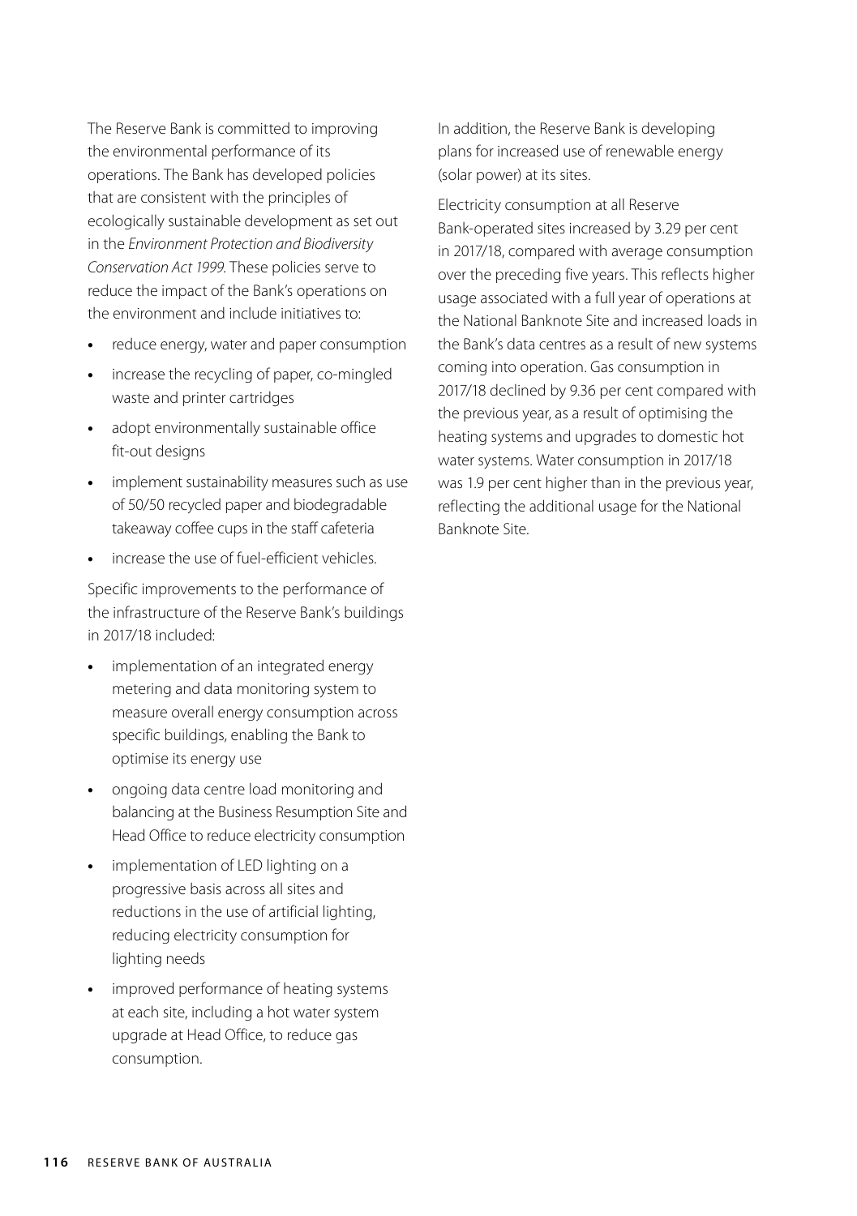The Reserve Bank is committed to improving the environmental performance of its operations. The Bank has developed policies that are consistent with the principles of ecologically sustainable development as set out in the *Environment Protection and Biodiversity Conservation Act 1999*. These policies serve to reduce the impact of the Bank's operations on the environment and include initiatives to:

- reduce energy, water and paper consumption
- increase the recycling of paper, co-mingled waste and printer cartridges
- adopt environmentally sustainable office fit-out designs
- implement sustainability measures such as use of 50/50 recycled paper and biodegradable takeaway coffee cups in the staff cafeteria
- increase the use of fuel-efficient vehicles.

Specific improvements to the performance of the infrastructure of the Reserve Bank's buildings in 2017/18 included:

- implementation of an integrated energy metering and data monitoring system to measure overall energy consumption across specific buildings, enabling the Bank to optimise its energy use
- ongoing data centre load monitoring and balancing at the Business Resumption Site and Head Office to reduce electricity consumption
- implementation of LED lighting on a progressive basis across all sites and reductions in the use of artificial lighting, reducing electricity consumption for lighting needs
- improved performance of heating systems at each site, including a hot water system upgrade at Head Office, to reduce gas consumption.

In addition, the Reserve Bank is developing plans for increased use of renewable energy (solar power) at its sites.

Electricity consumption at all Reserve Bank-operated sites increased by 3.29 per cent in 2017/18, compared with average consumption over the preceding five years. This reflects higher usage associated with a full year of operations at the National Banknote Site and increased loads in the Bank's data centres as a result of new systems coming into operation. Gas consumption in 2017/18 declined by 9.36 per cent compared with the previous year, as a result of optimising the heating systems and upgrades to domestic hot water systems. Water consumption in 2017/18 was 1.9 per cent higher than in the previous year, reflecting the additional usage for the National Banknote Site.